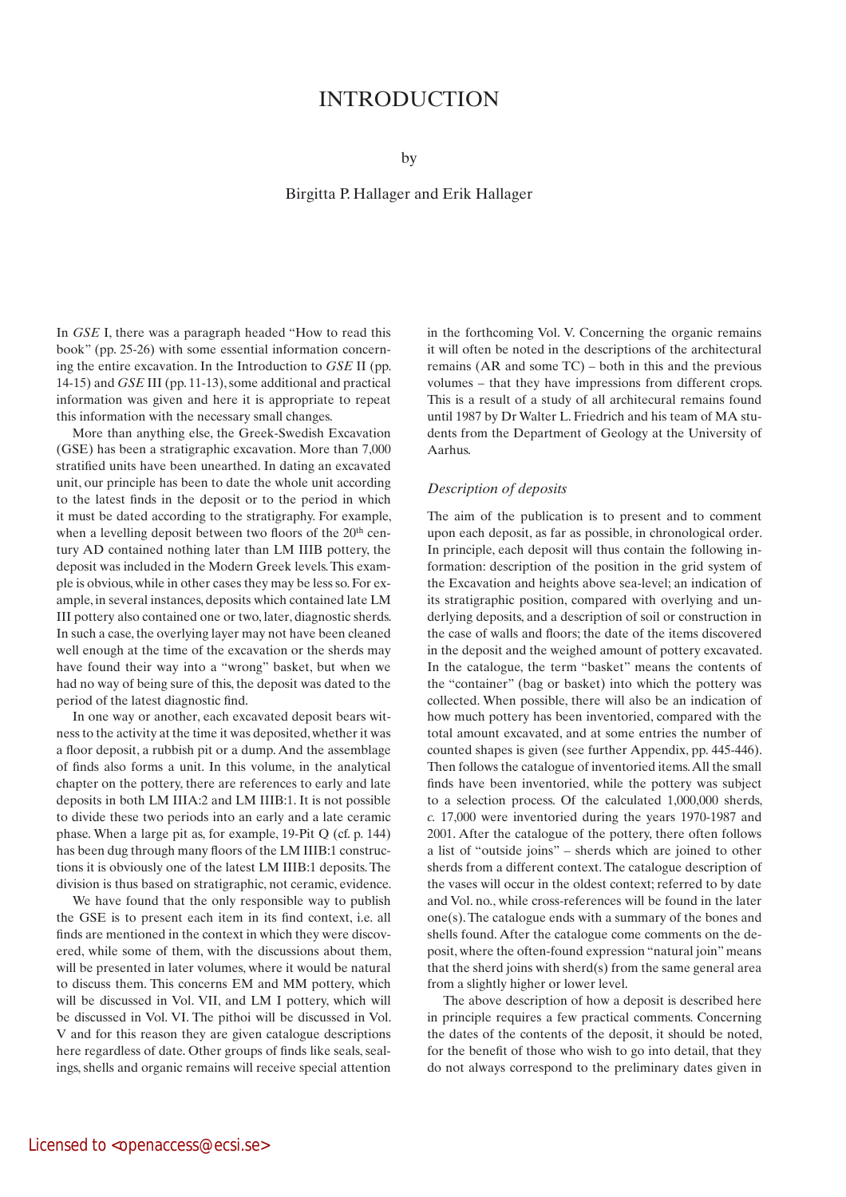# INTRODUCTION

by

Birgitta P. Hallager and Erik Hallager

In *GSE* I, there was a paragraph headed "How to read this book" (pp. 25-26) with some essential information concerning the entire excavation. In the Introduction to *GSE* II (pp. 14-15) and *GSE* III (pp. 11-13), some additional and practical information was given and here it is appropriate to repeat this information with the necessary small changes.

More than anything else, the Greek-Swedish Excavation (GSE) has been a stratigraphic excavation. More than 7,000 stratified units have been unearthed. In dating an excavated unit, our principle has been to date the whole unit according to the latest finds in the deposit or to the period in which it must be dated according to the stratigraphy. For example, when a levelling deposit between two floors of the 20th century AD contained nothing later than LM IIIB pottery, the deposit was included in the Modern Greek levels. This example is obvious, while in other cases they may be less so. For example, in several instances, deposits which contained late LM III pottery also contained one or two, later, diagnostic sherds. In such a case, the overlying layer may not have been cleaned well enough at the time of the excavation or the sherds may have found their way into a "wrong" basket, but when we had no way of being sure of this, the deposit was dated to the period of the latest diagnostic find.

In one way or another, each excavated deposit bears witness to the activity at the time it was deposited, whether it was a floor deposit, a rubbish pit or a dump. And the assemblage of finds also forms a unit. In this volume, in the analytical chapter on the pottery, there are references to early and late deposits in both LM IIIA:2 and LM IIIB:1. It is not possible to divide these two periods into an early and a late ceramic phase. When a large pit as, for example, 19-Pit Q (cf. p. 144) has been dug through many floors of the LM IIIB:1 constructions it is obviously one of the latest LM IIIB:1 deposits. The division is thus based on stratigraphic, not ceramic, evidence.

We have found that the only responsible way to publish the GSE is to present each item in its find context, i.e. all finds are mentioned in the context in which they were discovered, while some of them, with the discussions about them, will be presented in later volumes, where it would be natural to discuss them. This concerns EM and MM pottery, which will be discussed in Vol. VII, and LM I pottery, which will be discussed in Vol. VI. The pithoi will be discussed in Vol. V and for this reason they are given catalogue descriptions here regardless of date. Other groups of finds like seals, sealings, shells and organic remains will receive special attention in the forthcoming Vol. V. Concerning the organic remains it will often be noted in the descriptions of the architectural remains (AR and some TC) – both in this and the previous volumes – that they have impressions from different crops. This is a result of a study of all architecural remains found until 1987 by Dr Walter L. Friedrich and his team of MA students from the Department of Geology at the University of Aarhus.

## *Description of deposits*

The aim of the publication is to present and to comment upon each deposit, as far as possible, in chronological order. In principle, each deposit will thus contain the following information: description of the position in the grid system of the Excavation and heights above sea-level; an indication of its stratigraphic position, compared with overlying and underlying deposits, and a description of soil or construction in the case of walls and floors; the date of the items discovered in the deposit and the weighed amount of pottery excavated. In the catalogue, the term "basket" means the contents of the "container" (bag or basket) into which the pottery was collected. When possible, there will also be an indication of how much pottery has been inventoried, compared with the total amount excavated, and at some entries the number of counted shapes is given (see further Appendix, pp. 445-446). Then follows the catalogue of inventoried items. All the small finds have been inventoried, while the pottery was subject to a selection process. Of the calculated 1,000,000 sherds, *c.* 17,000 were inventoried during the years 1970-1987 and 2001. After the catalogue of the pottery, there often follows a list of "outside joins" – sherds which are joined to other sherds from a different context. The catalogue description of the vases will occur in the oldest context; referred to by date and Vol. no., while cross-references will be found in the later one(s). The catalogue ends with a summary of the bones and shells found. After the catalogue come comments on the deposit, where the often-found expression "natural join" means that the sherd joins with sherd(s) from the same general area from a slightly higher or lower level.

The above description of how a deposit is described here in principle requires a few practical comments. Concerning the dates of the contents of the deposit, it should be noted, for the benefit of those who wish to go into detail, that they do not always correspond to the preliminary dates given in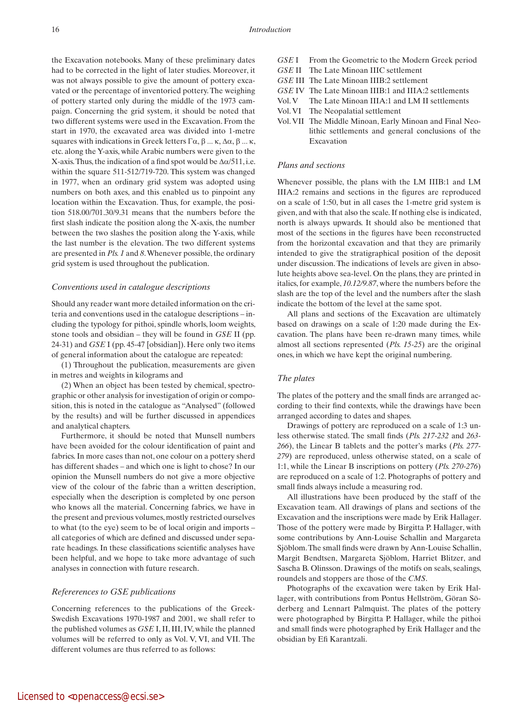the Excavation notebooks. Many of these preliminary dates had to be corrected in the light of later studies. Moreover, it was not always possible to give the amount of pottery excavated or the percentage of inventoried pottery. The weighing of pottery started only during the middle of the 1973 campaign. Concerning the grid system, it should be noted that two different systems were used in the Excavation. From the start in 1970, the excavated area was divided into 1-metre squares with indications in Greek letters Γα, β ... κ, Δα, β ... κ, etc. along the Y-axis, while Arabic numbers were given to the X-axis. Thus, the indication of a find spot would be Δα/511, i.e. within the square 511-512/719-720. This system was changed in 1977, when an ordinary grid system was adopted using numbers on both axes, and this enabled us to pinpoint any location within the Excavation. Thus, for example, the position 518.00/701.30/9.31 means that the numbers before the first slash indicate the position along the X-axis, the number between the two slashes the position along the Y-axis, while the last number is the elevation. The two different systems are presented in *Pls. 1* and *8*. Whenever possible, the ordinary grid system is used throughout the publication.

### Conventions used in catalogue descriptions

Should any reader want more detailed information on the criteria and conventions used in the catalogue descriptions – including the typology for pithoi, spindle whorls, loom weights, stone tools and obsidian – they will be found in *GSE* II (pp. 24-31) and *GSE* I (pp. 45-47 [obsidian]). Here only two items of general information about the catalogue are repeated:

(1) Throughout the publication, measurements are given in metres and weights in kilograms and

(2) When an object has been tested by chemical, spectrographic or other analysis for investigation of origin or composition, this is noted in the catalogue as "Analysed" (followed by the results) and will be further discussed in appendices and analytical chapters.

Furthermore, it should be noted that Munsell numbers have been avoided for the colour identification of paint and fabrics. In more cases than not, one colour on a pottery sherd has different shades – and which one is light to chose? In our opinion the Munsell numbers do not give a more objective view of the colour of the fabric than a written description, especially when the description is completed by one person who knows all the material. Concerning fabrics, we have in the present and previous volumes, mostly restricted ourselves to what (to the eye) seem to be of local origin and imports – all categories of which are defined and discussed under separate headings. In these classifications scientific analyses have been helpful, and we hope to take more advantage of such analyses in connection with future research.

### Refererences to GSE publications

Concerning references to the publications of the Greek-Swedish Excavations 1970-1987 and 2001, we shall refer to the published volumes as *GSE* I, II, III, IV, while the planned volumes will be referred to only as Vol. V, VI, and VII. The different volumes are thus referred to as follows:

- *GSE* I — From the Geometric to the Modern Greek period
- *GSE* II — The Late Minoan IIIC settlement
- *GSE* III — The Late Minoan IIIB:2 settlement
- *GSE* IV — The Late Minoan IIIB:1 and IIIA:2 settlements
- Vol. V — The Late Minoan IIIA:1 and LM II settlements
- Vol. VI — The Neopalatial settlement
- Vol. VII — The Middle Minoan, Early Minoan and Final Neolithic settlements and general conclusions of the Excavation

### Plans and sections

Whenever possible, the plans with the LM IIIB:1 and LM IIIA:2 remains and sections in the figures are reproduced on a scale of 1:50, but in all cases the 1-metre grid system is given, and with that also the scale. If nothing else is indicated, north is always upwards. It should also be mentioned that most of the sections in the figures have been reconstructed from the horizontal excavation and that they are primarily intended to give the stratigraphical position of the deposit under discussion. The indications of levels are given in absolute heights above sea-level. On the plans, they are printed in italics, for example, *10.12/9.87*, where the numbers before the slash are the top of the level and the numbers after the slash indicate the bottom of the level at the same spot.

All plans and sections of the Excavation are ultimately based on drawings on a scale of 1:20 made during the Excavation. The plans have been re-drawn many times, while almost all sections represented (*Pls. 15-25*) are the original ones, in which we have kept the original numbering.

### The plates

The plates of the pottery and the small finds are arranged according to their find contexts, while the drawings have been arranged according to dates and shapes.

Drawings of pottery are reproduced on a scale of 1:3 unless otherwise stated. The small finds (*Pls. 217-232* and *263-266*), the Linear B tablets and the potter's marks (*Pls. 277-279*) are reproduced, unless otherwise stated, on a scale of 1:1, while the Linear B inscriptions on pottery (*Pls. 270-276*) are reproduced on a scale of 1:2. Photographs of pottery and small finds always include a measuring rod.

All illustrations have been produced by the staff of the Excavation team. All drawings of plans and sections of the Excavation and the inscriptions were made by Erik Hallager. Those of the pottery were made by Birgitta P. Hallager, with some contributions by Ann-Louise Schallin and Margareta Sjöblom. The small finds were drawn by Ann-Louise Schallin, Margit Bendtsen, Margareta Sjöblom, Harriet Blitzer, and Sascha B. Olinsson. Drawings of the motifs on seals, sealings, roundels and stoppers are those of the *CMS*.

Photographs of the excavation were taken by Erik Hallager, with contributions from Pontus Hellström, Göran Söderberg and Lennart Palmquist. The plates of the pottery were photographed by Birgitta P. Hallager, while the pithoi and small finds were photographed by Erik Hallager and the obsidian by Efi Karantzali.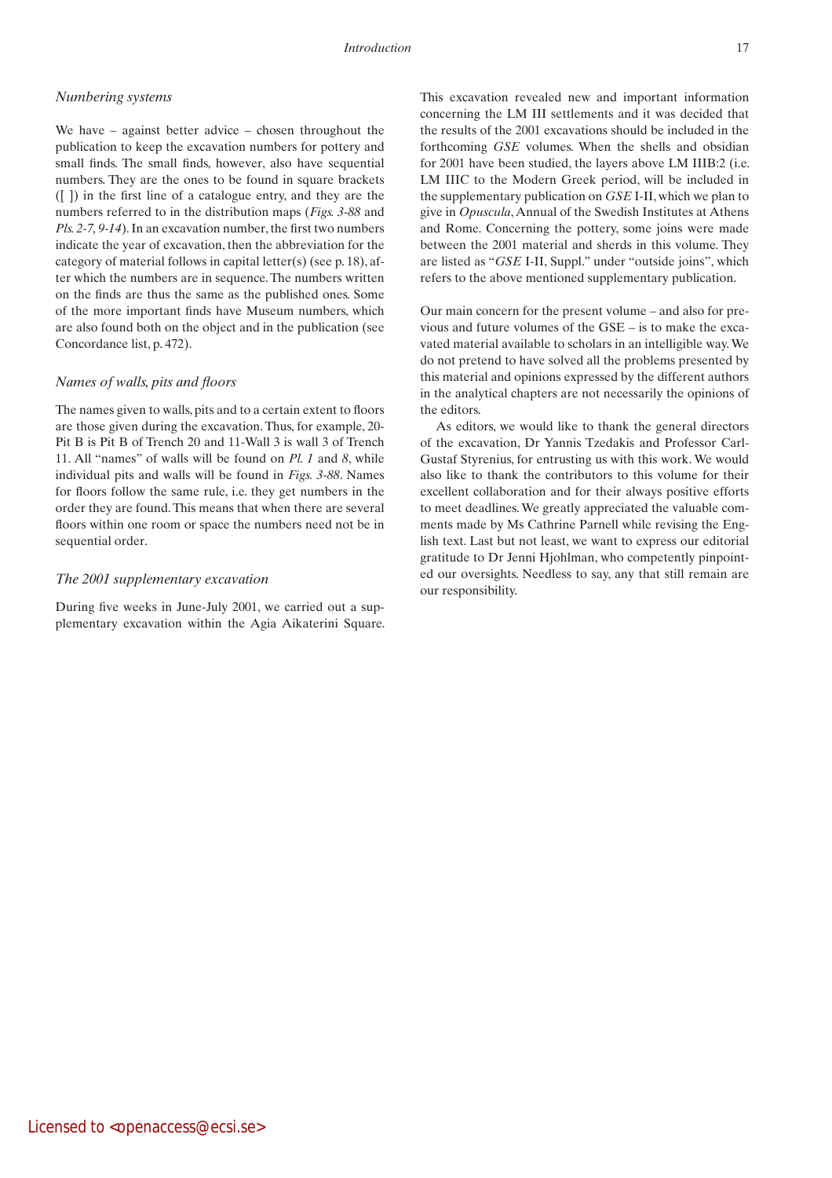### *Numbering systems*

We have – against better advice – chosen throughout the publication to keep the excavation numbers for pottery and small finds. The small finds, however, also have sequential numbers. They are the ones to be found in square brackets ([ ]) in the first line of a catalogue entry, and they are the numbers referred to in the distribution maps (*Figs. 3-88* and *Pls. 2-7, 9-14*). In an excavation number, the first two numbers indicate the year of excavation, then the abbreviation for the category of material follows in capital letter(s) (see p. 18), after which the numbers are in sequence. The numbers written on the finds are thus the same as the published ones. Some of the more important finds have Museum numbers, which are also found both on the object and in the publication (see Concordance list, p. 472).

### *Names of walls, pits and floors*

The names given to walls, pits and to a certain extent to floors are those given during the excavation. Thus, for example, 20-Pit B is Pit B of Trench 20 and 11-Wall 3 is wall 3 of Trench 11. All "names" of walls will be found on *Pl. 1* and *8*, while individual pits and walls will be found in *Figs. 3-88*. Names for floors follow the same rule, i.e. they get numbers in the order they are found. This means that when there are several floors within one room or space the numbers need not be in sequential order.

### *The 2001 supplementary excavation*

During five weeks in June-July 2001, we carried out a supplementary excavation within the Agia Aikaterini Square. This excavation revealed new and important information concerning the LM III settlements and it was decided that the results of the 2001 excavations should be included in the forthcoming *GSE* volumes. When the shells and obsidian for 2001 have been studied, the layers above LM IIIB:2 (i.e. LM IIIC to the Modern Greek period, will be included in the supplementary publication on *GSE* I-II, which we plan to give in *Opuscula*, Annual of the Swedish Institutes at Athens and Rome. Concerning the pottery, some joins were made between the 2001 material and sherds in this volume. They are listed as "*GSE* I-II, Suppl." under "outside joins", which refers to the above mentioned supplementary publication.

Our main concern for the present volume – and also for previous and future volumes of the GSE – is to make the excavated material available to scholars in an intelligible way. We do not pretend to have solved all the problems presented by this material and opinions expressed by the different authors in the analytical chapters are not necessarily the opinions of the editors.

As editors, we would like to thank the general directors of the excavation, Dr Yannis Tzedakis and Professor Carl-Gustaf Styrenius, for entrusting us with this work. We would also like to thank the contributors to this volume for their excellent collaboration and for their always positive efforts to meet deadlines. We greatly appreciated the valuable comments made by Ms Cathrine Parnell while revising the English text. Last but not least, we want to express our editorial gratitude to Dr Jenni Hjohlman, who competently pinpointed our oversights. Needless to say, any that still remain are our responsibility.